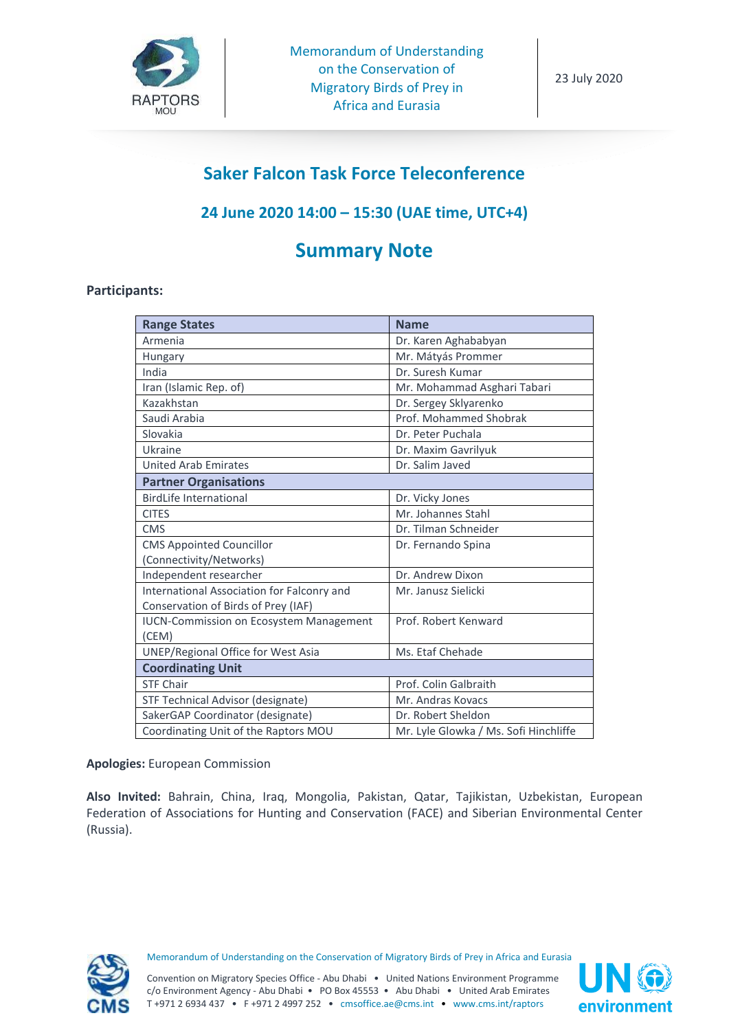Memorandum of Understanding on the Conservation of Migratory Birds of Prey in Africa and Eurasia

23 July 2020

# Saker Falcon Task Force Teleconference

## 24 June 2020 14:00 – 15:30 (UAE time, UTC+4)

# Summary Note

**Participants:**

| Range States | Name |
|---|---|
| Armenia | Dr. Karen Aghababyan |
| Hungary | Mr. Mátyás Prommer |
| India | Dr. Suresh Kumar |
| Iran (Islamic Rep. of) | Mr. Mohammad Asghari Tabari |
| Kazakhstan | Dr. Sergey Sklyarenko |
| Saudi Arabia | Prof. Mohammed Shobrak |
| Slovakia | Dr. Peter Puchala |
| Ukraine | Dr. Maxim Gavrilyuk |
| United Arab Emirates | Dr. Salim Javed |
| **Partner Organisations** | |
| BirdLife International | Dr. Vicky Jones |
| CITES | Mr. Johannes Stahl |
| CMS | Dr. Tilman Schneider |
| CMS Appointed Councillor (Connectivity/Networks) | Dr. Fernando Spina |
| Independent researcher | Dr. Andrew Dixon |
| International Association for Falconry and Conservation of Birds of Prey (IAF) | Mr. Janusz Sielicki |
| IUCN-Commission on Ecosystem Management (CEM) | Prof. Robert Kenward |
| UNEP/Regional Office for West Asia | Ms. Etaf Chehade |
| **Coordinating Unit** | |
| STF Chair | Prof. Colin Galbraith |
| STF Technical Advisor (designate) | Mr. Andras Kovacs |
| SakerGAP Coordinator (designate) | Dr. Robert Sheldon |
| Coordinating Unit of the Raptors MOU | Mr. Lyle Glowka / Ms. Sofi Hinchliffe |

**Apologies:** European Commission

**Also Invited:** Bahrain, China, Iraq, Mongolia, Pakistan, Qatar, Tajikistan, Uzbekistan, European Federation of Associations for Hunting and Conservation (FACE) and Siberian Environmental Center (Russia).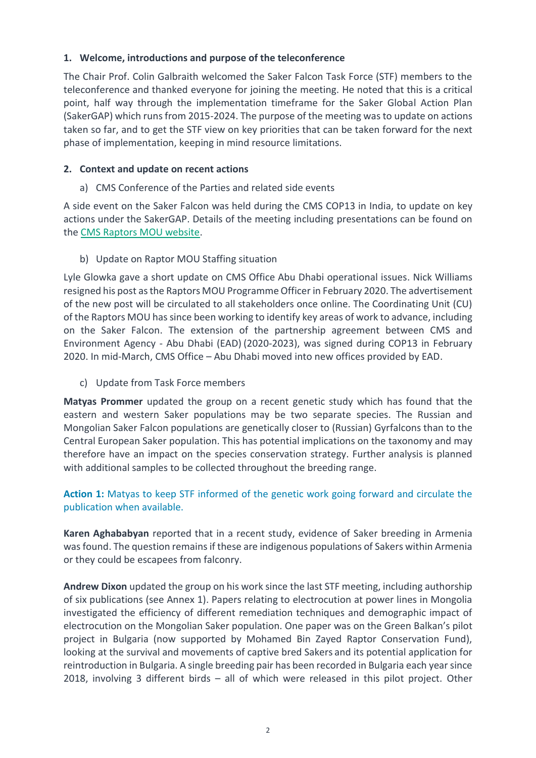## 1. Welcome, introductions and purpose of the teleconference

The Chair Prof. Colin Galbraith welcomed the Saker Falcon Task Force (STF) members to the teleconference and thanked everyone for joining the meeting. He noted that this is a critical point, half way through the implementation timeframe for the Saker Global Action Plan (SakerGAP) which runs from 2015-2024. The purpose of the meeting was to update on actions taken so far, and to get the STF view on key priorities that can be taken forward for the next phase of implementation, keeping in mind resource limitations.

## 2. Context and update on recent actions

### a) CMS Conference of the Parties and related side events

A side event on the Saker Falcon was held during the CMS COP13 in India, to update on key actions under the SakerGAP. Details of the meeting including presentations can be found on the CMS Raptors MOU website.

### b) Update on Raptor MOU Staffing situation

Lyle Glowka gave a short update on CMS Office Abu Dhabi operational issues. Nick Williams resigned his post as the Raptors MOU Programme Officer in February 2020. The advertisement of the new post will be circulated to all stakeholders once online. The Coordinating Unit (CU) of the Raptors MOU has since been working to identify key areas of work to advance, including on the Saker Falcon. The extension of the partnership agreement between CMS and Environment Agency - Abu Dhabi (EAD) (2020-2023), was signed during COP13 in February 2020. In mid-March, CMS Office – Abu Dhabi moved into new offices provided by EAD.

### c) Update from Task Force members

**Matyas Prommer** updated the group on a recent genetic study which has found that the eastern and western Saker populations may be two separate species. The Russian and Mongolian Saker Falcon populations are genetically closer to (Russian) Gyrfalcons than to the Central European Saker population. This has potential implications on the taxonomy and may therefore have an impact on the species conservation strategy. Further analysis is planned with additional samples to be collected throughout the breeding range.

**Action 1:** Matyas to keep STF informed of the genetic work going forward and circulate the publication when available.

**Karen Aghababyan** reported that in a recent study, evidence of Saker breeding in Armenia was found. The question remains if these are indigenous populations of Sakers within Armenia or they could be escapees from falconry.

**Andrew Dixon** updated the group on his work since the last STF meeting, including authorship of six publications (see Annex 1). Papers relating to electrocution at power lines in Mongolia investigated the efficiency of different remediation techniques and demographic impact of electrocution on the Mongolian Saker population. One paper was on the Green Balkan's pilot project in Bulgaria (now supported by Mohamed Bin Zayed Raptor Conservation Fund), looking at the survival and movements of captive bred Sakers and its potential application for reintroduction in Bulgaria. A single breeding pair has been recorded in Bulgaria each year since 2018, involving 3 different birds – all of which were released in this pilot project. Other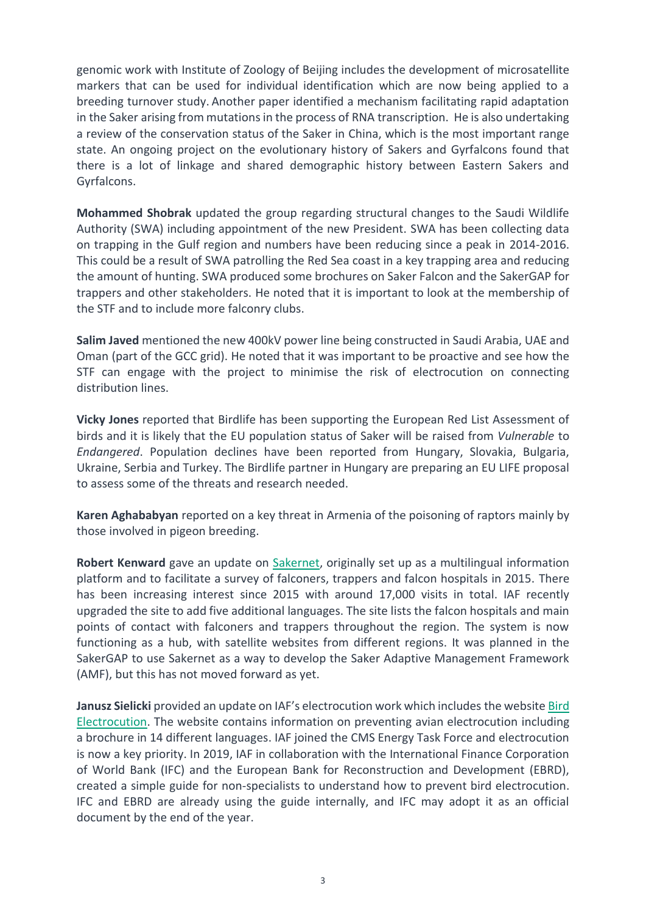genomic work with Institute of Zoology of Beijing includes the development of microsatellite markers that can be used for individual identification which are now being applied to a breeding turnover study. Another paper identified a mechanism facilitating rapid adaptation in the Saker arising from mutations in the process of RNA transcription. He is also undertaking a review of the conservation status of the Saker in China, which is the most important range state. An ongoing project on the evolutionary history of Sakers and Gyrfalcons found that there is a lot of linkage and shared demographic history between Eastern Sakers and Gyrfalcons.

**Mohammed Shobrak** updated the group regarding structural changes to the Saudi Wildlife Authority (SWA) including appointment of the new President. SWA has been collecting data on trapping in the Gulf region and numbers have been reducing since a peak in 2014-2016. This could be a result of SWA patrolling the Red Sea coast in a key trapping area and reducing the amount of hunting. SWA produced some brochures on Saker Falcon and the SakerGAP for trappers and other stakeholders. He noted that it is important to look at the membership of the STF and to include more falconry clubs.

**Salim Javed** mentioned the new 400kV power line being constructed in Saudi Arabia, UAE and Oman (part of the GCC grid). He noted that it was important to be proactive and see how the STF can engage with the project to minimise the risk of electrocution on connecting distribution lines.

**Vicky Jones** reported that Birdlife has been supporting the European Red List Assessment of birds and it is likely that the EU population status of Saker will be raised from *Vulnerable* to *Endangered*. Population declines have been reported from Hungary, Slovakia, Bulgaria, Ukraine, Serbia and Turkey. The Birdlife partner in Hungary are preparing an EU LIFE proposal to assess some of the threats and research needed.

**Karen Aghababyan** reported on a key threat in Armenia of the poisoning of raptors mainly by those involved in pigeon breeding.

**Robert Kenward** gave an update on Sakernet, originally set up as a multilingual information platform and to facilitate a survey of falconers, trappers and falcon hospitals in 2015. There has been increasing interest since 2015 with around 17,000 visits in total. IAF recently upgraded the site to add five additional languages. The site lists the falcon hospitals and main points of contact with falconers and trappers throughout the region. The system is now functioning as a hub, with satellite websites from different regions. It was planned in the SakerGAP to use Sakernet as a way to develop the Saker Adaptive Management Framework (AMF), but this has not moved forward as yet.

**Janusz Sielicki** provided an update on IAF's electrocution work which includes the website Bird Electrocution. The website contains information on preventing avian electrocution including a brochure in 14 different languages. IAF joined the CMS Energy Task Force and electrocution is now a key priority. In 2019, IAF in collaboration with the International Finance Corporation of World Bank (IFC) and the European Bank for Reconstruction and Development (EBRD), created a simple guide for non-specialists to understand how to prevent bird electrocution. IFC and EBRD are already using the guide internally, and IFC may adopt it as an official document by the end of the year.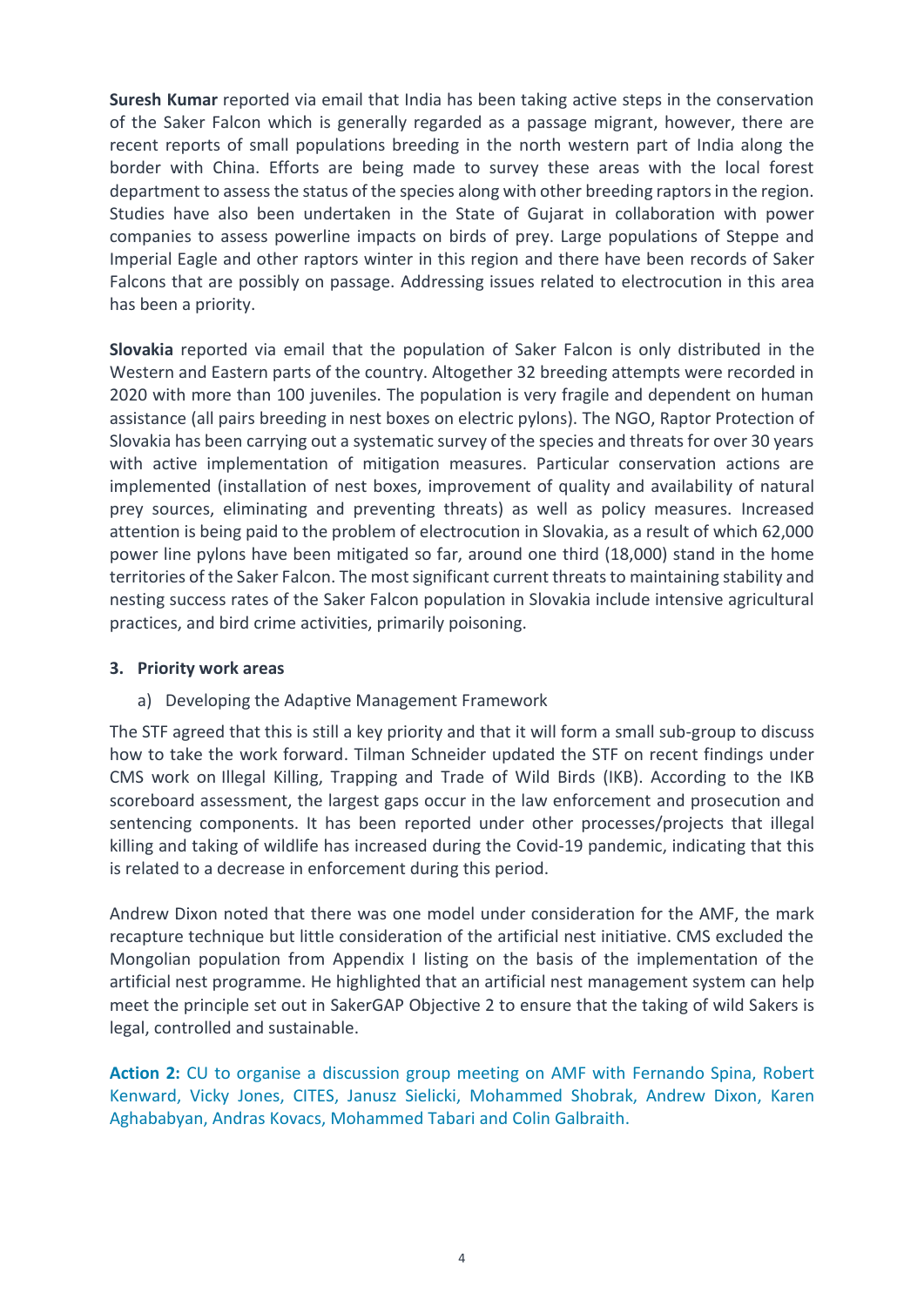**Suresh Kumar** reported via email that India has been taking active steps in the conservation of the Saker Falcon which is generally regarded as a passage migrant, however, there are recent reports of small populations breeding in the north western part of India along the border with China. Efforts are being made to survey these areas with the local forest department to assess the status of the species along with other breeding raptors in the region. Studies have also been undertaken in the State of Gujarat in collaboration with power companies to assess powerline impacts on birds of prey. Large populations of Steppe and Imperial Eagle and other raptors winter in this region and there have been records of Saker Falcons that are possibly on passage. Addressing issues related to electrocution in this area has been a priority.

**Slovakia** reported via email that the population of Saker Falcon is only distributed in the Western and Eastern parts of the country. Altogether 32 breeding attempts were recorded in 2020 with more than 100 juveniles. The population is very fragile and dependent on human assistance (all pairs breeding in nest boxes on electric pylons). The NGO, Raptor Protection of Slovakia has been carrying out a systematic survey of the species and threats for over 30 years with active implementation of mitigation measures. Particular conservation actions are implemented (installation of nest boxes, improvement of quality and availability of natural prey sources, eliminating and preventing threats) as well as policy measures. Increased attention is being paid to the problem of electrocution in Slovakia, as a result of which 62,000 power line pylons have been mitigated so far, around one third (18,000) stand in the home territories of the Saker Falcon. The most significant current threats to maintaining stability and nesting success rates of the Saker Falcon population in Slovakia include intensive agricultural practices, and bird crime activities, primarily poisoning.

### 3. Priority work areas

a) Developing the Adaptive Management Framework

The STF agreed that this is still a key priority and that it will form a small sub-group to discuss how to take the work forward. Tilman Schneider updated the STF on recent findings under CMS work on Illegal Killing, Trapping and Trade of Wild Birds (IKB). According to the IKB scoreboard assessment, the largest gaps occur in the law enforcement and prosecution and sentencing components. It has been reported under other processes/projects that illegal killing and taking of wildlife has increased during the Covid-19 pandemic, indicating that this is related to a decrease in enforcement during this period.

Andrew Dixon noted that there was one model under consideration for the AMF, the mark recapture technique but little consideration of the artificial nest initiative. CMS excluded the Mongolian population from Appendix I listing on the basis of the implementation of the artificial nest programme. He highlighted that an artificial nest management system can help meet the principle set out in SakerGAP Objective 2 to ensure that the taking of wild Sakers is legal, controlled and sustainable.

**Action 2:** CU to organise a discussion group meeting on AMF with Fernando Spina, Robert Kenward, Vicky Jones, CITES, Janusz Sielicki, Mohammed Shobrak, Andrew Dixon, Karen Aghababyan, Andras Kovacs, Mohammed Tabari and Colin Galbraith.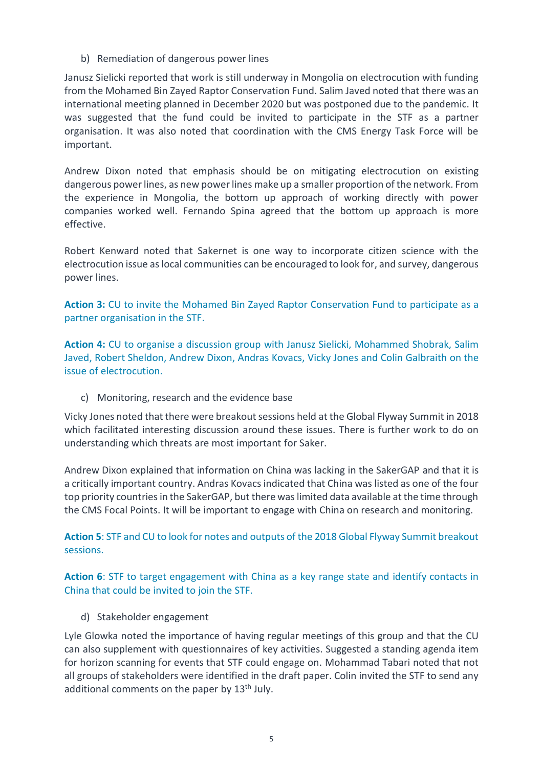b) Remediation of dangerous power lines

Janusz Sielicki reported that work is still underway in Mongolia on electrocution with funding from the Mohamed Bin Zayed Raptor Conservation Fund. Salim Javed noted that there was an international meeting planned in December 2020 but was postponed due to the pandemic. It was suggested that the fund could be invited to participate in the STF as a partner organisation. It was also noted that coordination with the CMS Energy Task Force will be important.

Andrew Dixon noted that emphasis should be on mitigating electrocution on existing dangerous power lines, as new power lines make up a smaller proportion of the network. From the experience in Mongolia, the bottom up approach of working directly with power companies worked well. Fernando Spina agreed that the bottom up approach is more effective.

Robert Kenward noted that Sakernet is one way to incorporate citizen science with the electrocution issue as local communities can be encouraged to look for, and survey, dangerous power lines.

**Action 3:** CU to invite the Mohamed Bin Zayed Raptor Conservation Fund to participate as a partner organisation in the STF.

**Action 4:** CU to organise a discussion group with Janusz Sielicki, Mohammed Shobrak, Salim Javed, Robert Sheldon, Andrew Dixon, Andras Kovacs, Vicky Jones and Colin Galbraith on the issue of electrocution.

c) Monitoring, research and the evidence base

Vicky Jones noted that there were breakout sessions held at the Global Flyway Summit in 2018 which facilitated interesting discussion around these issues. There is further work to do on understanding which threats are most important for Saker.

Andrew Dixon explained that information on China was lacking in the SakerGAP and that it is a critically important country. Andras Kovacs indicated that China was listed as one of the four top priority countries in the SakerGAP, but there was limited data available at the time through the CMS Focal Points. It will be important to engage with China on research and monitoring.

**Action 5**: STF and CU to look for notes and outputs of the 2018 Global Flyway Summit breakout sessions.

**Action 6**: STF to target engagement with China as a key range state and identify contacts in China that could be invited to join the STF.

d) Stakeholder engagement

Lyle Glowka noted the importance of having regular meetings of this group and that the CU can also supplement with questionnaires of key activities. Suggested a standing agenda item for horizon scanning for events that STF could engage on. Mohammad Tabari noted that not all groups of stakeholders were identified in the draft paper. Colin invited the STF to send any additional comments on the paper by 13th July.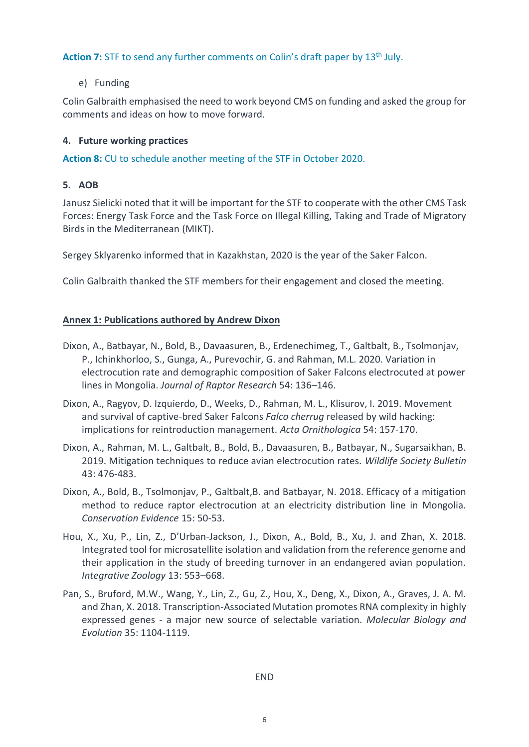**Action 7:** STF to send any further comments on Colin's draft paper by 13th July.

e) Funding

Colin Galbraith emphasised the need to work beyond CMS on funding and asked the group for comments and ideas on how to move forward.

## 4. Future working practices

**Action 8:** CU to schedule another meeting of the STF in October 2020.

## 5. AOB

Janusz Sielicki noted that it will be important for the STF to cooperate with the other CMS Task Forces: Energy Task Force and the Task Force on Illegal Killing, Taking and Trade of Migratory Birds in the Mediterranean (MIKT).

Sergey Sklyarenko informed that in Kazakhstan, 2020 is the year of the Saker Falcon.

Colin Galbraith thanked the STF members for their engagement and closed the meeting.

## Annex 1: Publications authored by Andrew Dixon

Dixon, A., Batbayar, N., Bold, B., Davaasuren, B., Erdenechimeg, T., Galtbalt, B., Tsolmonjav, P., Ichinkhorloo, S., Gunga, A., Purevochir, G. and Rahman, M.L. 2020. Variation in electrocution rate and demographic composition of Saker Falcons electrocuted at power lines in Mongolia. *Journal of Raptor Research* 54: 136–146.

Dixon, A., Ragyov, D. Izquierdo, D., Weeks, D., Rahman, M. L., Klisurov, I. 2019. Movement and survival of captive-bred Saker Falcons *Falco cherrug* released by wild hacking: implications for reintroduction management. *Acta Ornithologica* 54: 157-170.

Dixon, A., Rahman, M. L., Galtbalt, B., Bold, B., Davaasuren, B., Batbayar, N., Sugarsaikhan, B. 2019. Mitigation techniques to reduce avian electrocution rates. *Wildlife Society Bulletin* 43: 476-483.

Dixon, A., Bold, B., Tsolmonjav, P., Galtbalt,B. and Batbayar, N. 2018. Efficacy of a mitigation method to reduce raptor electrocution at an electricity distribution line in Mongolia. *Conservation Evidence* 15: 50-53.

Hou, X., Xu, P., Lin, Z., D'Urban-Jackson, J., Dixon, A., Bold, B., Xu, J. and Zhan, X. 2018. Integrated tool for microsatellite isolation and validation from the reference genome and their application in the study of breeding turnover in an endangered avian population. *Integrative Zoology* 13: 553–668.

Pan, S., Bruford, M.W., Wang, Y., Lin, Z., Gu, Z., Hou, X., Deng, X., Dixon, A., Graves, J. A. M. and Zhan, X. 2018. Transcription-Associated Mutation promotes RNA complexity in highly expressed genes - a major new source of selectable variation. *Molecular Biology and Evolution* 35: 1104-1119.

END